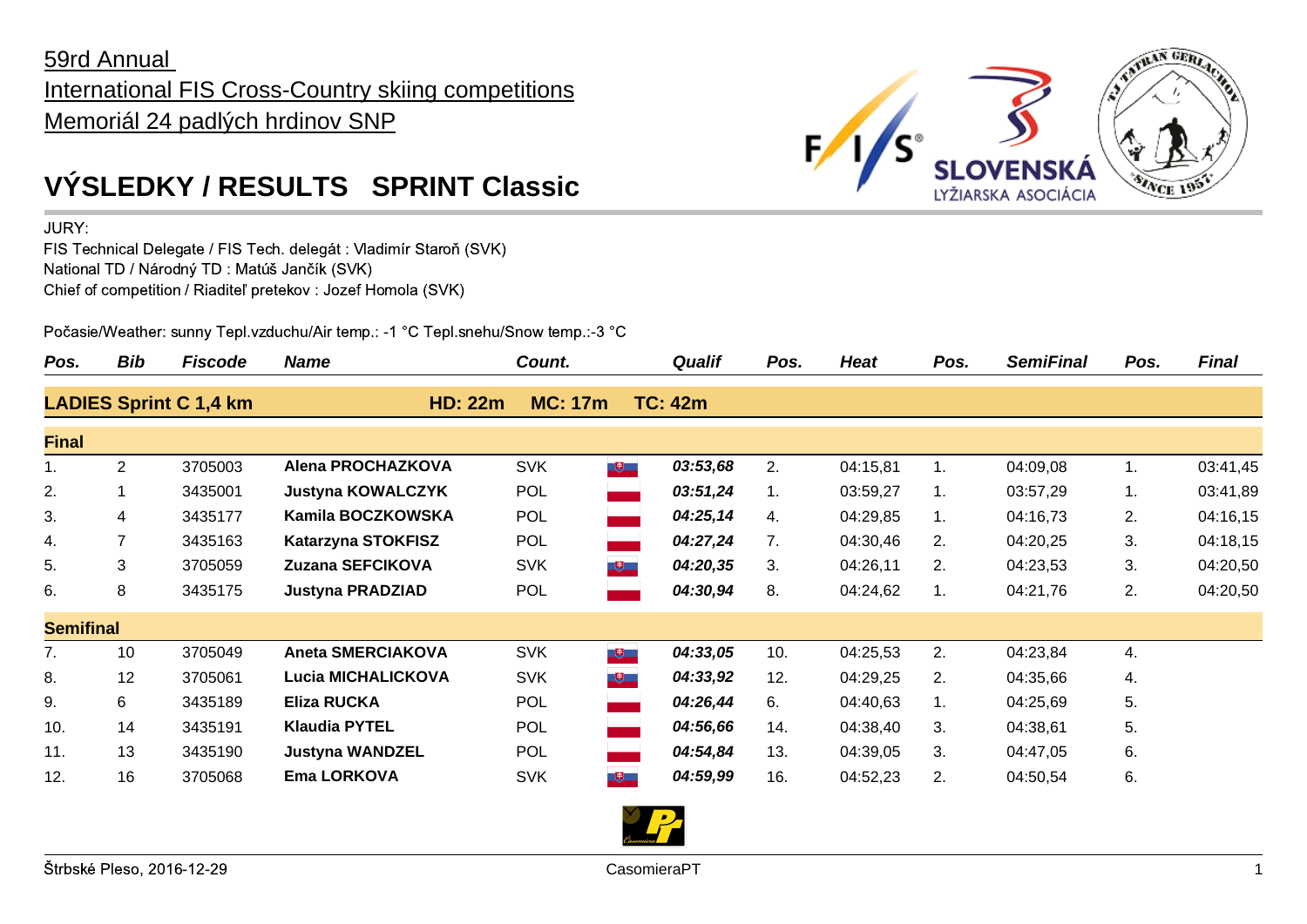59rd Annual
International FIS Cross-Country skiing competitions
Memoriál 24 padlých hrdinov SNP

# VÝSLEDKY / RESULTS SPRINT Classic

JURY:
FIS Technical Delegate / FIS Tech. delegát : Vladimír Staroň (SVK)
National TD / Národný TD : Matúš Jančík (SVK)
Chief of competition / Riaditeľ pretekov : Jozef Homola (SVK)

Počasie/Weather: sunny Tepl.vzduchu/Air temp.: -1 °C Tepl.snehu/Snow temp.:-3 °C

| Pos. | Bib | Fiscode | Name | Count. | Qualif | Pos. | Heat | Pos. | SemiFinal | Pos. | Final |
|---|---|---|---|---|---|---|---|---|---|---|---|
| **LADIES Sprint C 1,4 km** | | | **HD: 22m** | **MC: 17m** | **TC: 42m** | | | | | | |
| **Final** | | | | | | | | | | | |
| 1. | 2 | 3705003 | **Alena PROCHAZKOVA** | SVK | ***03:53,68*** | 2. | 04:15,81 | 1. | 04:09,08 | 1. | 03:41,45 |
| 2. | 1 | 3435001 | **Justyna KOWALCZYK** | POL | ***03:51,24*** | 1. | 03:59,27 | 1. | 03:57,29 | 1. | 03:41,89 |
| 3. | 4 | 3435177 | **Kamila BOCZKOWSKA** | POL | ***04:25,14*** | 4. | 04:29,85 | 1. | 04:16,73 | 2. | 04:16,15 |
| 4. | 7 | 3435163 | **Katarzyna STOKFISZ** | POL | ***04:27,24*** | 7. | 04:30,46 | 2. | 04:20,25 | 3. | 04:18,15 |
| 5. | 3 | 3705059 | **Zuzana SEFCIKOVA** | SVK | ***04:20,35*** | 3. | 04:26,11 | 2. | 04:23,53 | 3. | 04:20,50 |
| 6. | 8 | 3435175 | **Justyna PRADZIAD** | POL | ***04:30,94*** | 8. | 04:24,62 | 1. | 04:21,76 | 2. | 04:20,50 |
| **Semifinal** | | | | | | | | | | | |
| 7. | 10 | 3705049 | **Aneta SMERCIAKOVA** | SVK | ***04:33,05*** | 10. | 04:25,53 | 2. | 04:23,84 | 4. | |
| 8. | 12 | 3705061 | **Lucia MICHALICKOVA** | SVK | ***04:33,92*** | 12. | 04:29,25 | 2. | 04:35,66 | 4. | |
| 9. | 6 | 3435189 | **Eliza RUCKA** | POL | ***04:26,44*** | 6. | 04:40,63 | 1. | 04:25,69 | 5. | |
| 10. | 14 | 3435191 | **Klaudia PYTEL** | POL | ***04:56,66*** | 14. | 04:38,40 | 3. | 04:38,61 | 5. | |
| 11. | 13 | 3435190 | **Justyna WANDZEL** | POL | ***04:54,84*** | 13. | 04:39,05 | 3. | 04:47,05 | 6. | |
| 12. | 16 | 3705068 | **Ema LORKOVA** | SVK | ***04:59,99*** | 16. | 04:52,23 | 2. | 04:50,54 | 6. | |

Štrbské Pleso, 2016-12-29 — CasomieraPT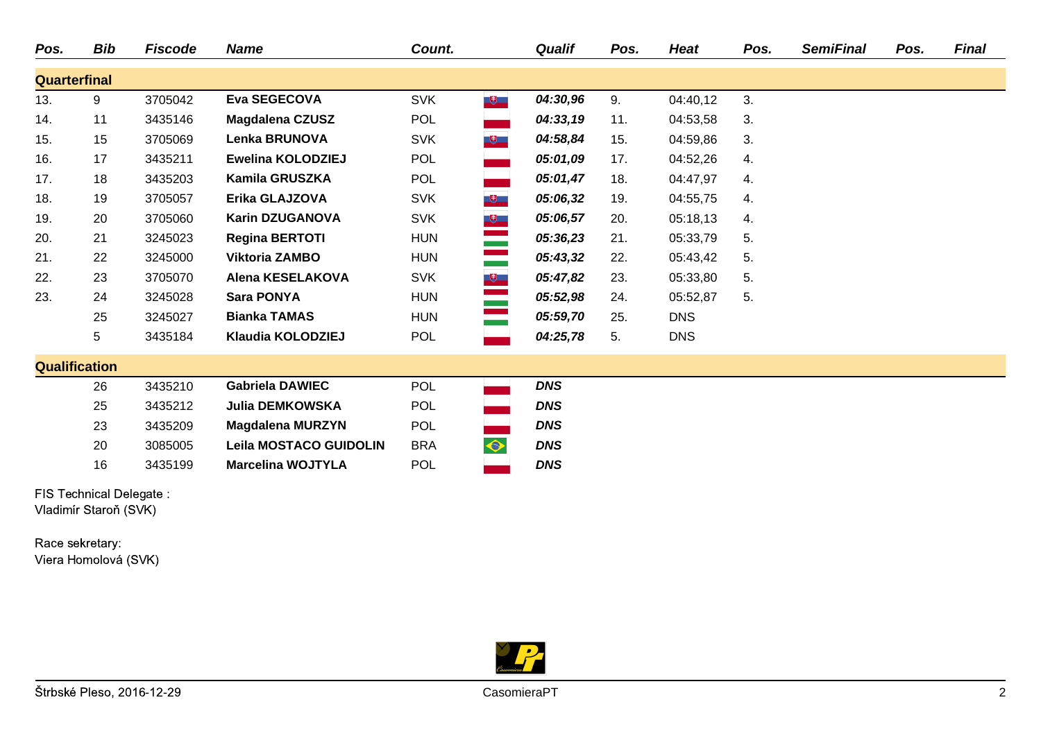| Pos. | Bib | Fiscode | Name | Count. | | Qualif | Pos. | Heat | Pos. | SemiFinal | Pos. | Final |
|---|---|---|---|---|---|---|---|---|---|---|---|---|
| **Quarterfinal** | | | | | | | | | | | | |
| 13. | 9 | 3705042 | **Eva SEGECOVA** | SVK | | ***04:30,96*** | 9. | 04:40,12 | 3. | | | |
| 14. | 11 | 3435146 | **Magdalena CZUSZ** | POL | | ***04:33,19*** | 11. | 04:53,58 | 3. | | | |
| 15. | 15 | 3705069 | **Lenka BRUNOVA** | SVK | | ***04:58,84*** | 15. | 04:59,86 | 3. | | | |
| 16. | 17 | 3435211 | **Ewelina KOLODZIEJ** | POL | | ***05:01,09*** | 17. | 04:52,26 | 4. | | | |
| 17. | 18 | 3435203 | **Kamila GRUSZKA** | POL | | ***05:01,47*** | 18. | 04:47,97 | 4. | | | |
| 18. | 19 | 3705057 | **Erika GLAJZOVA** | SVK | | ***05:06,32*** | 19. | 04:55,75 | 4. | | | |
| 19. | 20 | 3705060 | **Karin DZUGANOVA** | SVK | | ***05:06,57*** | 20. | 05:18,13 | 4. | | | |
| 20. | 21 | 3245023 | **Regina BERTOTI** | HUN | | ***05:36,23*** | 21. | 05:33,79 | 5. | | | |
| 21. | 22 | 3245000 | **Viktoria ZAMBO** | HUN | | ***05:43,32*** | 22. | 05:43,42 | 5. | | | |
| 22. | 23 | 3705070 | **Alena KESELAKOVA** | SVK | | ***05:47,82*** | 23. | 05:33,80 | 5. | | | |
| 23. | 24 | 3245028 | **Sara PONYA** | HUN | | ***05:52,98*** | 24. | 05:52,87 | 5. | | | |
| | 25 | 3245027 | **Bianka TAMAS** | HUN | | ***05:59,70*** | 25. | DNS | | | | |
| | 5 | 3435184 | **Klaudia KOLODZIEJ** | POL | | ***04:25,78*** | 5. | DNS | | | | |
| **Qualification** | | | | | | | | | | | | |
| | 26 | 3435210 | **Gabriela DAWIEC** | POL | | ***DNS*** | | | | | | |
| | 25 | 3435212 | **Julia DEMKOWSKA** | POL | | ***DNS*** | | | | | | |
| | 23 | 3435209 | **Magdalena MURZYN** | POL | | ***DNS*** | | | | | | |
| | 20 | 3085005 | **Leila MOSTACO GUIDOLIN** | BRA | | ***DNS*** | | | | | | |
| | 16 | 3435199 | **Marcelina WOJTYLA** | POL | | ***DNS*** | | | | | | |

FIS Technical Delegate :
Vladimír Staroň (SVK)

Race sekretary:
Viera Homolová (SVK)

Štrbské Pleso, 2016-12-29

CasomieraPT